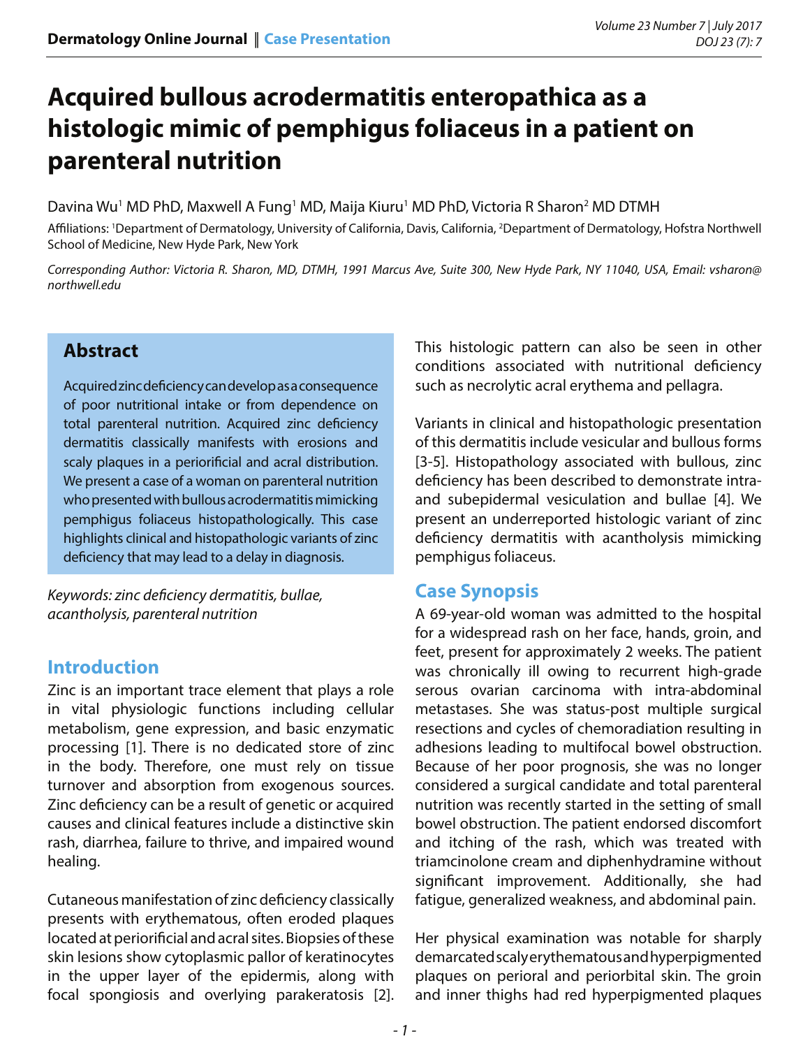# Acquired bullous acrodermatitis enteropathica as a histologic mimic of pemphigus foliaceus in a patient on parenteral nutrition

Davina Wu[1] MD PhD, Maxwell A Fung[1] MD, Maija Kiuru[1] MD PhD, Victoria R Sharon[2] MD DTMH

Affiliations: [1]Department of Dermatology, University of California, Davis, California, [2]Department of Dermatology, Hofstra Northwell School of Medicine, New Hyde Park, New York

*Corresponding Author: Victoria R. Sharon, MD, DTMH, 1991 Marcus Ave, Suite 300, New Hyde Park, NY 11040, USA, Email: vsharon@northwell.edu*

## Abstract

Acquired zinc deficiency can develop as a consequence of poor nutritional intake or from dependence on total parenteral nutrition. Acquired zinc deficiency dermatitis classically manifests with erosions and scaly plaques in a periorificial and acral distribution. We present a case of a woman on parenteral nutrition who presented with bullous acrodermatitis mimicking pemphigus foliaceus histopathologically. This case highlights clinical and histopathologic variants of zinc deficiency that may lead to a delay in diagnosis.

*Keywords: zinc deficiency dermatitis, bullae, acantholysis, parenteral nutrition*

## Introduction

Zinc is an important trace element that plays a role in vital physiologic functions including cellular metabolism, gene expression, and basic enzymatic processing [1]. There is no dedicated store of zinc in the body. Therefore, one must rely on tissue turnover and absorption from exogenous sources. Zinc deficiency can be a result of genetic or acquired causes and clinical features include a distinctive skin rash, diarrhea, failure to thrive, and impaired wound healing.

Cutaneous manifestation of zinc deficiency classically presents with erythematous, often eroded plaques located at periorificial and acral sites. Biopsies of these skin lesions show cytoplasmic pallor of keratinocytes in the upper layer of the epidermis, along with focal spongiosis and overlying parakeratosis [2]. This histologic pattern can also be seen in other conditions associated with nutritional deficiency such as necrolytic acral erythema and pellagra.

Variants in clinical and histopathologic presentation of this dermatitis include vesicular and bullous forms [3-5]. Histopathology associated with bullous, zinc deficiency has been described to demonstrate intra- and subepidermal vesiculation and bullae [4]. We present an underreported histologic variant of zinc deficiency dermatitis with acantholysis mimicking pemphigus foliaceus.

## Case Synopsis

A 69-year-old woman was admitted to the hospital for a widespread rash on her face, hands, groin, and feet, present for approximately 2 weeks. The patient was chronically ill owing to recurrent high-grade serous ovarian carcinoma with intra-abdominal metastases. She was status-post multiple surgical resections and cycles of chemoradiation resulting in adhesions leading to multifocal bowel obstruction. Because of her poor prognosis, she was no longer considered a surgical candidate and total parenteral nutrition was recently started in the setting of small bowel obstruction. The patient endorsed discomfort and itching of the rash, which was treated with triamcinolone cream and diphenhydramine without significant improvement. Additionally, she had fatigue, generalized weakness, and abdominal pain.

Her physical examination was notable for sharply demarcated scaly erythematous and hyperpigmented plaques on perioral and periorbital skin. The groin and inner thighs had red hyperpigmented plaques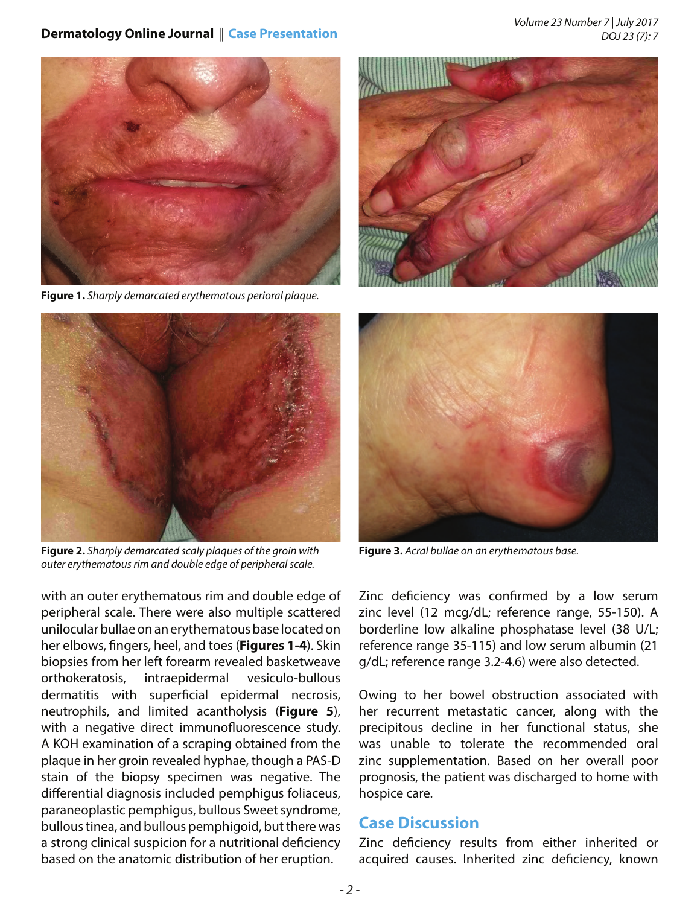**Figure 1.** *Sharply demarcated erythematous perioral plaque.*

**Figure 2.** *Sharply demarcated scaly plaques of the groin with outer erythematous rim and double edge of peripheral scale.*

**Figure 3.** *Acral bullae on an erythematous base.*

with an outer erythematous rim and double edge of peripheral scale. There were also multiple scattered unilocular bullae on an erythematous base located on her elbows, fingers, heel, and toes (**Figures 1-4**). Skin biopsies from her left forearm revealed basketweave orthokeratosis, intraepidermal vesiculo-bullous dermatitis with superficial epidermal necrosis, neutrophils, and limited acantholysis (**Figure 5**), with a negative direct immunofluorescence study. A KOH examination of a scraping obtained from the plaque in her groin revealed hyphae, though a PAS-D stain of the biopsy specimen was negative. The differential diagnosis included pemphigus foliaceus, paraneoplastic pemphigus, bullous Sweet syndrome, bullous tinea, and bullous pemphigoid, but there was a strong clinical suspicion for a nutritional deficiency based on the anatomic distribution of her eruption.

Zinc deficiency was confirmed by a low serum zinc level (12 mcg/dL; reference range, 55-150). A borderline low alkaline phosphatase level (38 U/L; reference range 35-115) and low serum albumin (21 g/dL; reference range 3.2-4.6) were also detected.

Owing to her bowel obstruction associated with her recurrent metastatic cancer, along with the precipitous decline in her functional status, she was unable to tolerate the recommended oral zinc supplementation. Based on her overall poor prognosis, the patient was discharged to home with hospice care.

## Case Discussion

Zinc deficiency results from either inherited or acquired causes. Inherited zinc deficiency, known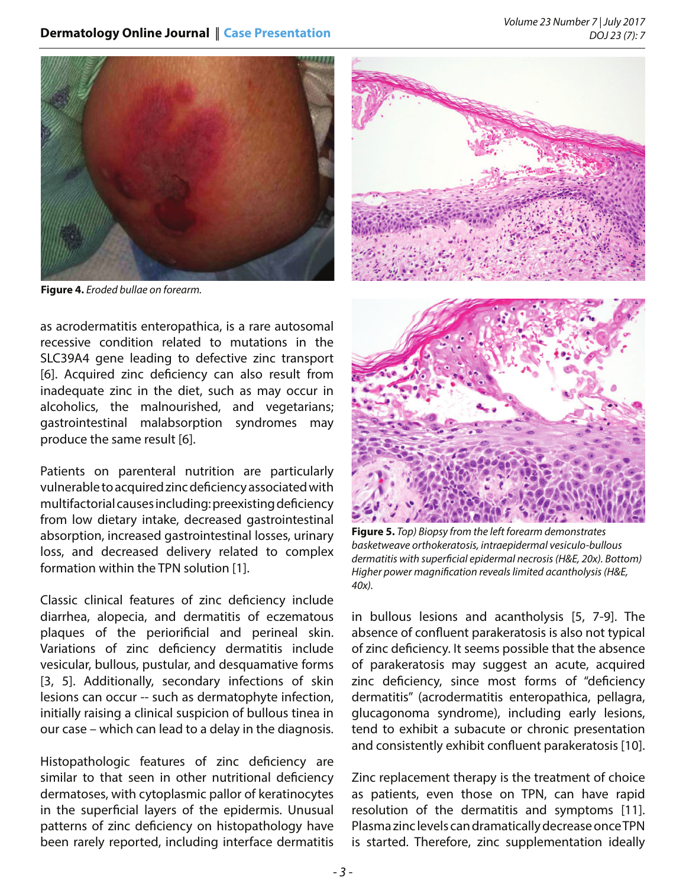Figure 4. *Eroded bullae on forearm.*

as acrodermatitis enteropathica, is a rare autosomal recessive condition related to mutations in the SLC39A4 gene leading to defective zinc transport [6]. Acquired zinc deficiency can also result from inadequate zinc in the diet, such as may occur in alcoholics, the malnourished, and vegetarians; gastrointestinal malabsorption syndromes may produce the same result [6].

Patients on parenteral nutrition are particularly vulnerable to acquired zinc deficiency associated with multifactorial causes including: preexisting deficiency from low dietary intake, decreased gastrointestinal absorption, increased gastrointestinal losses, urinary loss, and decreased delivery related to complex formation within the TPN solution [1].

Classic clinical features of zinc deficiency include diarrhea, alopecia, and dermatitis of eczematous plaques of the periorificial and perineal skin. Variations of zinc deficiency dermatitis include vesicular, bullous, pustular, and desquamative forms [3, 5]. Additionally, secondary infections of skin lesions can occur -- such as dermatophyte infection, initially raising a clinical suspicion of bullous tinea in our case – which can lead to a delay in the diagnosis.

Histopathologic features of zinc deficiency are similar to that seen in other nutritional deficiency dermatoses, with cytoplasmic pallor of keratinocytes in the superficial layers of the epidermis. Unusual patterns of zinc deficiency on histopathology have been rarely reported, including interface dermatitis in bullous lesions and acantholysis [5, 7-9]. The absence of confluent parakeratosis is also not typical of zinc deficiency. It seems possible that the absence of parakeratosis may suggest an acute, acquired zinc deficiency, since most forms of "deficiency dermatitis" (acrodermatitis enteropathica, pellagra, glucagonoma syndrome), including early lesions, tend to exhibit a subacute or chronic presentation and consistently exhibit confluent parakeratosis [10].

**Figure 5.** *Top) Biopsy from the left forearm demonstrates basketweave orthokeratosis, intraepidermal vesiculo-bullous dermatitis with superficial epidermal necrosis (H&E, 20x). Bottom) Higher power magnification reveals limited acantholysis (H&E, 40x).*

Zinc replacement therapy is the treatment of choice as patients, even those on TPN, can have rapid resolution of the dermatitis and symptoms [11]. Plasma zinc levels can dramatically decrease once TPN is started. Therefore, zinc supplementation ideally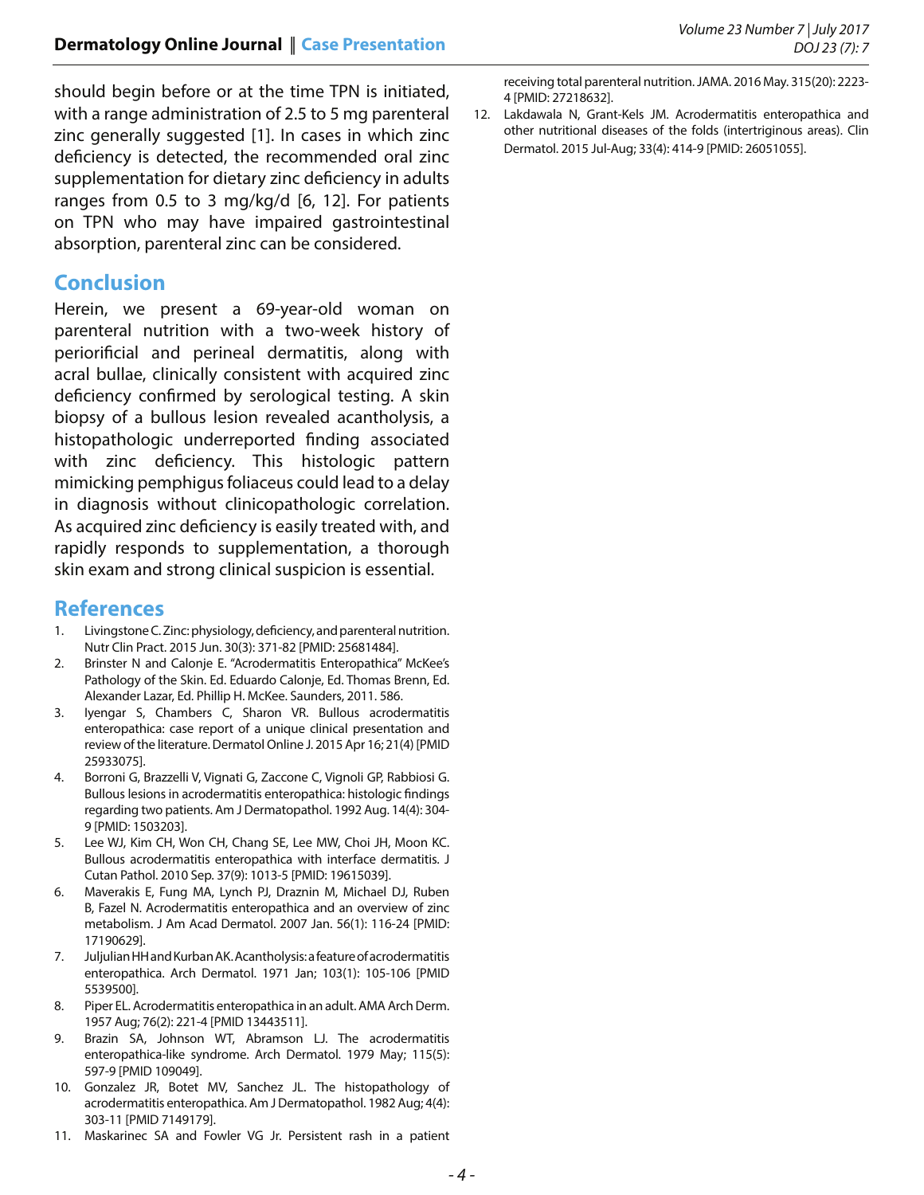should begin before or at the time TPN is initiated, with a range administration of 2.5 to 5 mg parenteral zinc generally suggested [1]. In cases in which zinc deficiency is detected, the recommended oral zinc supplementation for dietary zinc deficiency in adults ranges from 0.5 to 3 mg/kg/d [6, 12]. For patients on TPN who may have impaired gastrointestinal absorption, parenteral zinc can be considered.

## Conclusion

Herein, we present a 69-year-old woman on parenteral nutrition with a two-week history of periorificial and perineal dermatitis, along with acral bullae, clinically consistent with acquired zinc deficiency confirmed by serological testing. A skin biopsy of a bullous lesion revealed acantholysis, a histopathologic underreported finding associated with zinc deficiency. This histologic pattern mimicking pemphigus foliaceus could lead to a delay in diagnosis without clinicopathologic correlation. As acquired zinc deficiency is easily treated with, and rapidly responds to supplementation, a thorough skin exam and strong clinical suspicion is essential.

## References

1. Livingstone C. Zinc: physiology, deficiency, and parenteral nutrition. Nutr Clin Pract. 2015 Jun. 30(3): 371-82 [PMID: 25681484].
2. Brinster N and Calonje E. "Acrodermatitis Enteropathica" McKee's Pathology of the Skin. Ed. Eduardo Calonje, Ed. Thomas Brenn, Ed. Alexander Lazar, Ed. Phillip H. McKee. Saunders, 2011. 586.
3. Iyengar S, Chambers C, Sharon VR. Bullous acrodermatitis enteropathica: case report of a unique clinical presentation and review of the literature. Dermatol Online J. 2015 Apr 16; 21(4) [PMID 25933075].
4. Borroni G, Brazzelli V, Vignati G, Zaccone C, Vignoli GP, Rabbiosi G. Bullous lesions in acrodermatitis enteropathica: histologic findings regarding two patients. Am J Dermatopathol. 1992 Aug. 14(4): 304-9 [PMID: 1503203].
5. Lee WJ, Kim CH, Won CH, Chang SE, Lee MW, Choi JH, Moon KC. Bullous acrodermatitis enteropathica with interface dermatitis. J Cutan Pathol. 2010 Sep. 37(9): 1013-5 [PMID: 19615039].
6. Maverakis E, Fung MA, Lynch PJ, Draznin M, Michael DJ, Ruben B, Fazel N. Acrodermatitis enteropathica and an overview of zinc metabolism. J Am Acad Dermatol. 2007 Jan. 56(1): 116-24 [PMID: 17190629].
7. Juljulian HH and Kurban AK. Acantholysis: a feature of acrodermatitis enteropathica. Arch Dermatol. 1971 Jan; 103(1): 105-106 [PMID 5539500].
8. Piper EL. Acrodermatitis enteropathica in an adult. AMA Arch Derm. 1957 Aug; 76(2): 221-4 [PMID 13443511].
9. Brazin SA, Johnson WT, Abramson LJ. The acrodermatitis enteropathica-like syndrome. Arch Dermatol. 1979 May; 115(5): 597-9 [PMID 109049].
10. Gonzalez JR, Botet MV, Sanchez JL. The histopathology of acrodermatitis enteropathica. Am J Dermatopathol. 1982 Aug; 4(4): 303-11 [PMID 7149179].
11. Maskarinec SA and Fowler VG Jr. Persistent rash in a patient receiving total parenteral nutrition. JAMA. 2016 May. 315(20): 2223-4 [PMID: 27218632].
12. Lakdawala N, Grant-Kels JM. Acrodermatitis enteropathica and other nutritional diseases of the folds (intertriginous areas). Clin Dermatol. 2015 Jul-Aug; 33(4): 414-9 [PMID: 26051055].